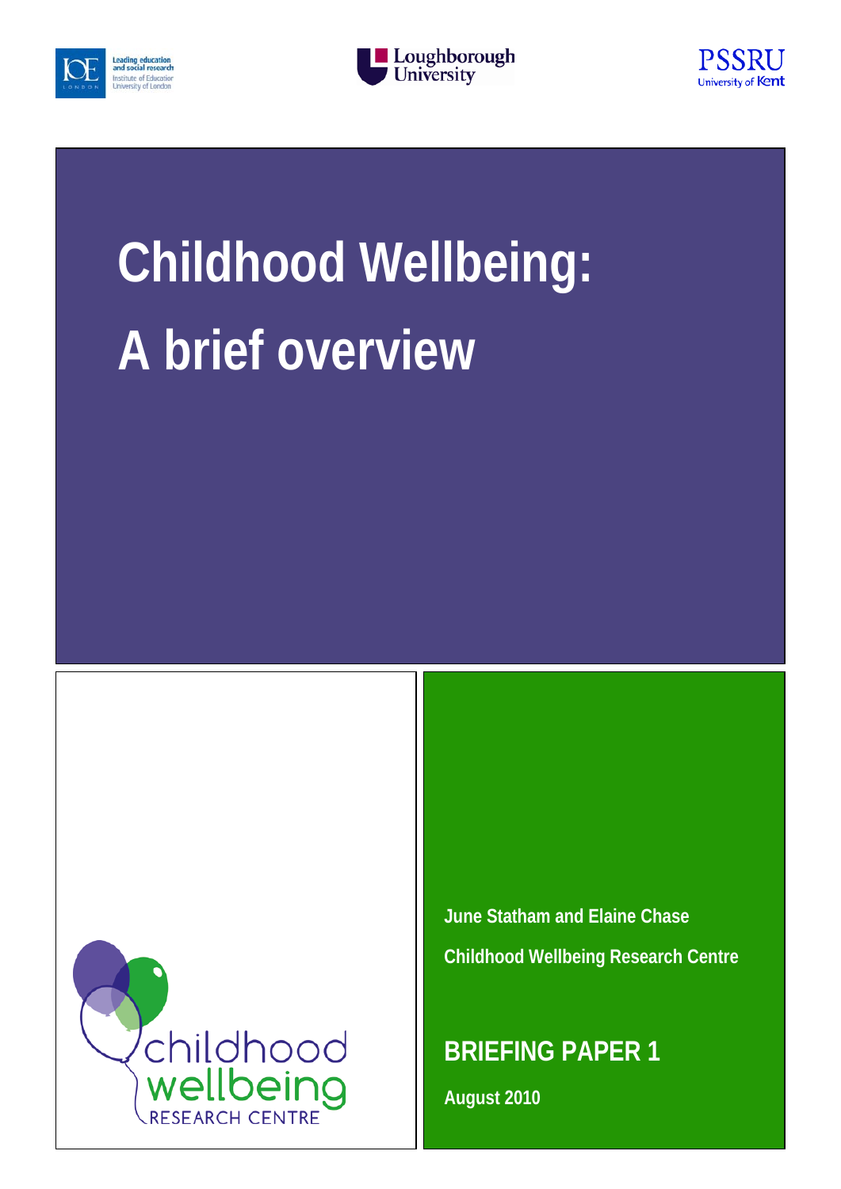# Childhood Wellbeing: A brief overview

June Statham and Elaine Chase

Childhood Wellbeing Research Centre

## BRIEFING PAPER 1

August 2010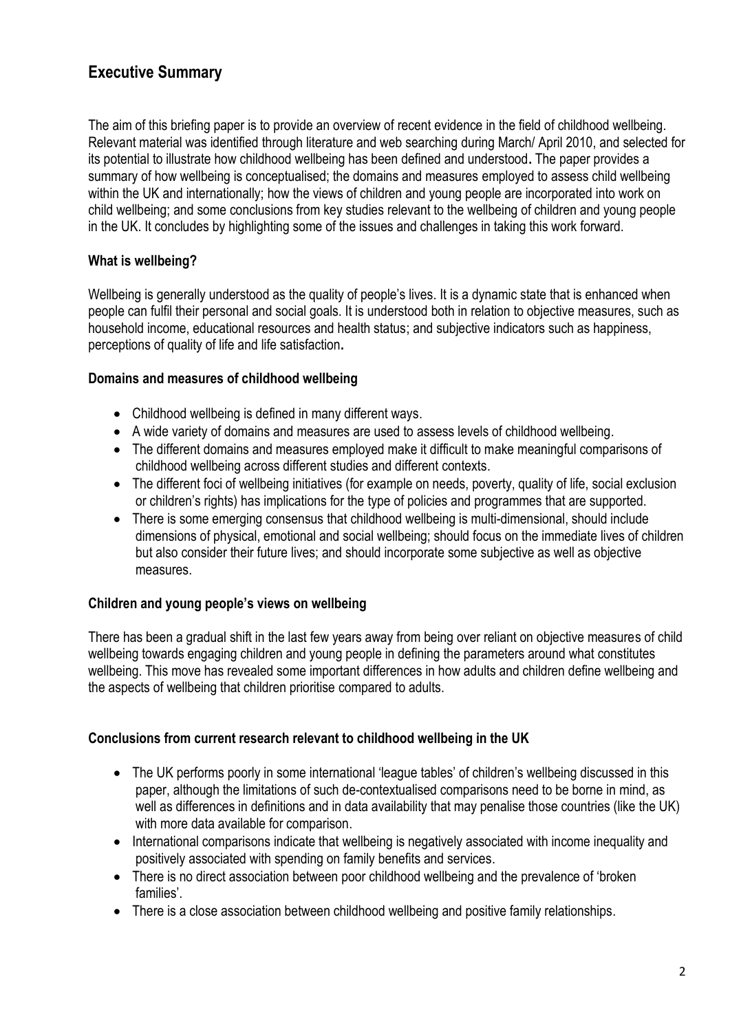## Executive Summary

The aim of this briefing paper is to provide an overview of recent evidence in the field of childhood wellbeing. Relevant material was identified through literature and web searching during March/ April 2010, and selected for its potential to illustrate how childhood wellbeing has been defined and understood**.** The paper provides a summary of how wellbeing is conceptualised; the domains and measures employed to assess child wellbeing within the UK and internationally; how the views of children and young people are incorporated into work on child wellbeing; and some conclusions from key studies relevant to the wellbeing of children and young people in the UK. It concludes by highlighting some of the issues and challenges in taking this work forward.

### What is wellbeing?

Wellbeing is generally understood as the quality of people's lives. It is a dynamic state that is enhanced when people can fulfil their personal and social goals. It is understood both in relation to objective measures, such as household income, educational resources and health status; and subjective indicators such as happiness, perceptions of quality of life and life satisfaction**.**

### Domains and measures of childhood wellbeing

- Childhood wellbeing is defined in many different ways.
- A wide variety of domains and measures are used to assess levels of childhood wellbeing.
- The different domains and measures employed make it difficult to make meaningful comparisons of childhood wellbeing across different studies and different contexts.
- The different foci of wellbeing initiatives (for example on needs, poverty, quality of life, social exclusion or children's rights) has implications for the type of policies and programmes that are supported.
- There is some emerging consensus that childhood wellbeing is multi-dimensional, should include dimensions of physical, emotional and social wellbeing; should focus on the immediate lives of children but also consider their future lives; and should incorporate some subjective as well as objective measures.

### Children and young people's views on wellbeing

There has been a gradual shift in the last few years away from being over reliant on objective measures of child wellbeing towards engaging children and young people in defining the parameters around what constitutes wellbeing. This move has revealed some important differences in how adults and children define wellbeing and the aspects of wellbeing that children prioritise compared to adults.

### Conclusions from current research relevant to childhood wellbeing in the UK

- The UK performs poorly in some international 'league tables' of children's wellbeing discussed in this paper, although the limitations of such de-contextualised comparisons need to be borne in mind, as well as differences in definitions and in data availability that may penalise those countries (like the UK) with more data available for comparison.
- International comparisons indicate that wellbeing is negatively associated with income inequality and positively associated with spending on family benefits and services.
- There is no direct association between poor childhood wellbeing and the prevalence of 'broken families'.
- There is a close association between childhood wellbeing and positive family relationships.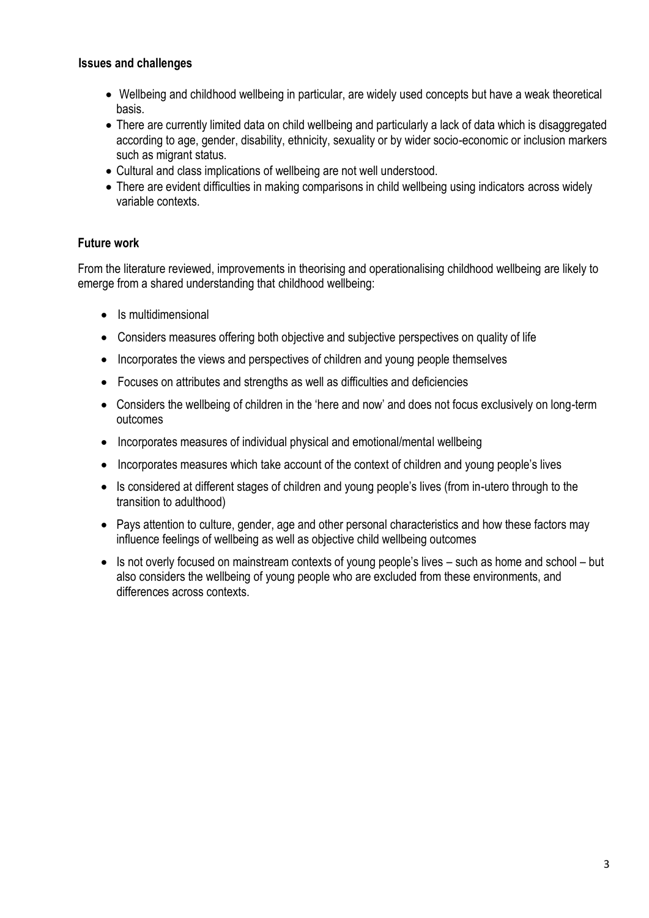**Issues and challenges**

- Wellbeing and childhood wellbeing in particular, are widely used concepts but have a weak theoretical basis.
- There are currently limited data on child wellbeing and particularly a lack of data which is disaggregated according to age, gender, disability, ethnicity, sexuality or by wider socio-economic or inclusion markers such as migrant status.
- Cultural and class implications of wellbeing are not well understood.
- There are evident difficulties in making comparisons in child wellbeing using indicators across widely variable contexts.

**Future work**

From the literature reviewed, improvements in theorising and operationalising childhood wellbeing are likely to emerge from a shared understanding that childhood wellbeing:

- Is multidimensional
- Considers measures offering both objective and subjective perspectives on quality of life
- Incorporates the views and perspectives of children and young people themselves
- Focuses on attributes and strengths as well as difficulties and deficiencies
- Considers the wellbeing of children in the 'here and now' and does not focus exclusively on long-term outcomes
- Incorporates measures of individual physical and emotional/mental wellbeing
- Incorporates measures which take account of the context of children and young people's lives
- Is considered at different stages of children and young people's lives (from in-utero through to the transition to adulthood)
- Pays attention to culture, gender, age and other personal characteristics and how these factors may influence feelings of wellbeing as well as objective child wellbeing outcomes
- Is not overly focused on mainstream contexts of young people's lives – such as home and school – but also considers the wellbeing of young people who are excluded from these environments, and differences across contexts.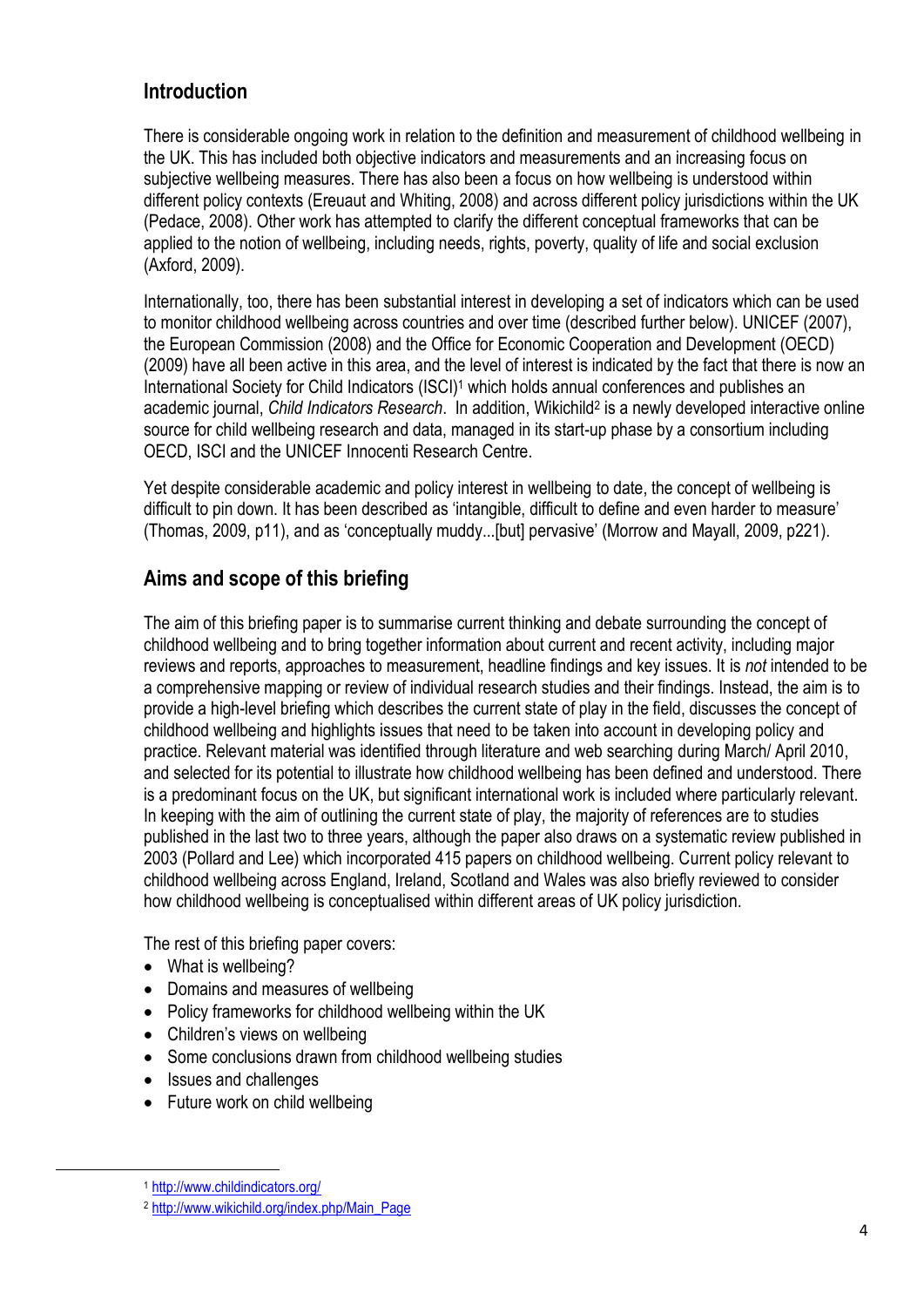## Introduction

There is considerable ongoing work in relation to the definition and measurement of childhood wellbeing in the UK. This has included both objective indicators and measurements and an increasing focus on subjective wellbeing measures. There has also been a focus on how wellbeing is understood within different policy contexts (Ereuaut and Whiting, 2008) and across different policy jurisdictions within the UK (Pedace, 2008). Other work has attempted to clarify the different conceptual frameworks that can be applied to the notion of wellbeing, including needs, rights, poverty, quality of life and social exclusion (Axford, 2009).

Internationally, too, there has been substantial interest in developing a set of indicators which can be used to monitor childhood wellbeing across countries and over time (described further below). UNICEF (2007), the European Commission (2008) and the Office for Economic Cooperation and Development (OECD) (2009) have all been active in this area, and the level of interest is indicated by the fact that there is now an International Society for Child Indicators (ISCI)[1] which holds annual conferences and publishes an academic journal, *Child Indicators Research*. In addition, Wikichild[2] is a newly developed interactive online source for child wellbeing research and data, managed in its start-up phase by a consortium including OECD, ISCI and the UNICEF Innocenti Research Centre.

Yet despite considerable academic and policy interest in wellbeing to date, the concept of wellbeing is difficult to pin down. It has been described as 'intangible, difficult to define and even harder to measure' (Thomas, 2009, p11), and as 'conceptually muddy...[but] pervasive' (Morrow and Mayall, 2009, p221).

## Aims and scope of this briefing

The aim of this briefing paper is to summarise current thinking and debate surrounding the concept of childhood wellbeing and to bring together information about current and recent activity, including major reviews and reports, approaches to measurement, headline findings and key issues. It is *not* intended to be a comprehensive mapping or review of individual research studies and their findings. Instead, the aim is to provide a high-level briefing which describes the current state of play in the field, discusses the concept of childhood wellbeing and highlights issues that need to be taken into account in developing policy and practice. Relevant material was identified through literature and web searching during March/ April 2010, and selected for its potential to illustrate how childhood wellbeing has been defined and understood. There is a predominant focus on the UK, but significant international work is included where particularly relevant. In keeping with the aim of outlining the current state of play, the majority of references are to studies published in the last two to three years, although the paper also draws on a systematic review published in 2003 (Pollard and Lee) which incorporated 415 papers on childhood wellbeing. Current policy relevant to childhood wellbeing across England, Ireland, Scotland and Wales was also briefly reviewed to consider how childhood wellbeing is conceptualised within different areas of UK policy jurisdiction.

The rest of this briefing paper covers:

- What is wellbeing?
- Domains and measures of wellbeing
- Policy frameworks for childhood wellbeing within the UK
- Children's views on wellbeing
- Some conclusions drawn from childhood wellbeing studies
- Issues and challenges
- Future work on child wellbeing

[1] http://www.childindicators.org/

[2] http://www.wikichild.org/index.php/Main_Page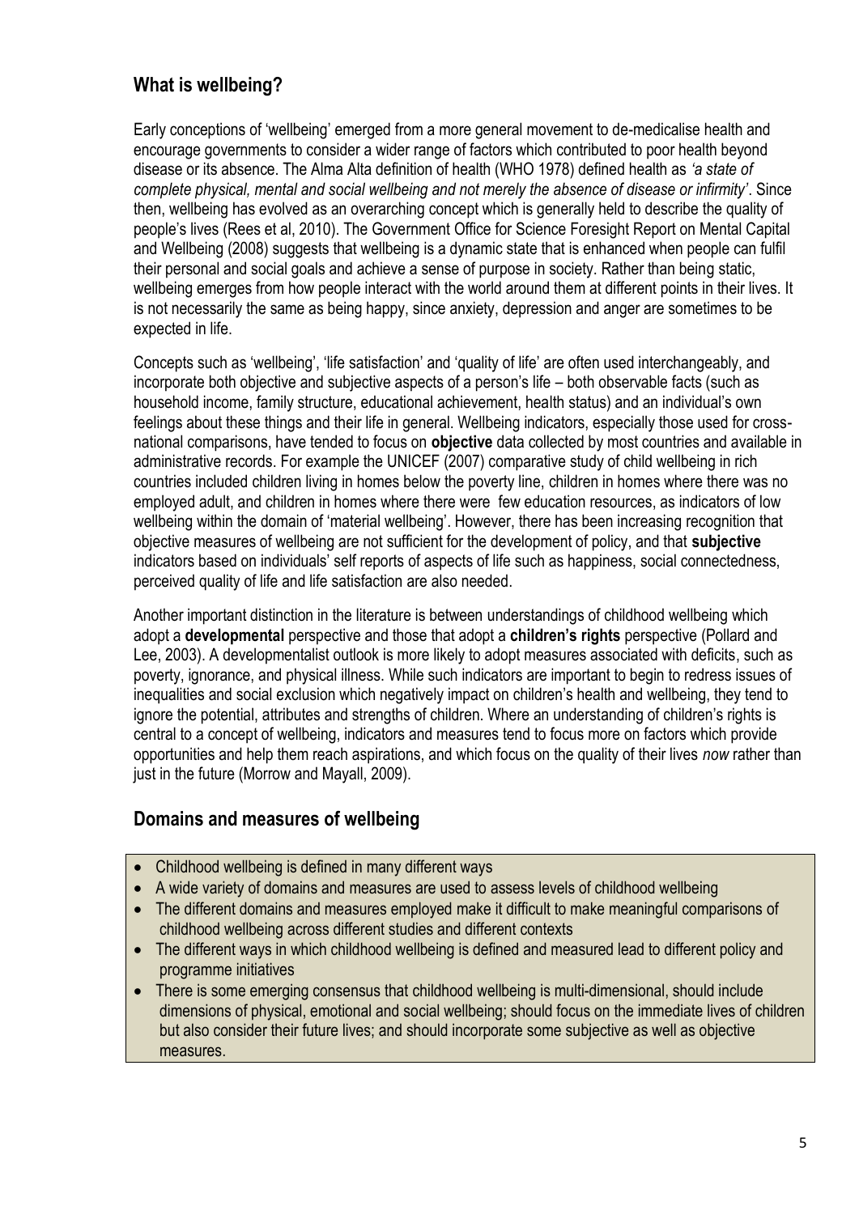## What is wellbeing?

Early conceptions of 'wellbeing' emerged from a more general movement to de-medicalise health and encourage governments to consider a wider range of factors which contributed to poor health beyond disease or its absence. The Alma Alta definition of health (WHO 1978) defined health as *'a state of complete physical, mental and social wellbeing and not merely the absence of disease or infirmity'*. Since then, wellbeing has evolved as an overarching concept which is generally held to describe the quality of people's lives (Rees et al, 2010). The Government Office for Science Foresight Report on Mental Capital and Wellbeing (2008) suggests that wellbeing is a dynamic state that is enhanced when people can fulfil their personal and social goals and achieve a sense of purpose in society. Rather than being static, wellbeing emerges from how people interact with the world around them at different points in their lives. It is not necessarily the same as being happy, since anxiety, depression and anger are sometimes to be expected in life.

Concepts such as 'wellbeing', 'life satisfaction' and 'quality of life' are often used interchangeably, and incorporate both objective and subjective aspects of a person's life – both observable facts (such as household income, family structure, educational achievement, health status) and an individual's own feelings about these things and their life in general. Wellbeing indicators, especially those used for cross-national comparisons, have tended to focus on **objective** data collected by most countries and available in administrative records. For example the UNICEF (2007) comparative study of child wellbeing in rich countries included children living in homes below the poverty line, children in homes where there was no employed adult, and children in homes where there were few education resources, as indicators of low wellbeing within the domain of 'material wellbeing'. However, there has been increasing recognition that objective measures of wellbeing are not sufficient for the development of policy, and that **subjective** indicators based on individuals' self reports of aspects of life such as happiness, social connectedness, perceived quality of life and life satisfaction are also needed.

Another important distinction in the literature is between understandings of childhood wellbeing which adopt a **developmental** perspective and those that adopt a **children's rights** perspective (Pollard and Lee, 2003). A developmentalist outlook is more likely to adopt measures associated with deficits, such as poverty, ignorance, and physical illness. While such indicators are important to begin to redress issues of inequalities and social exclusion which negatively impact on children's health and wellbeing, they tend to ignore the potential, attributes and strengths of children. Where an understanding of children's rights is central to a concept of wellbeing, indicators and measures tend to focus more on factors which provide opportunities and help them reach aspirations, and which focus on the quality of their lives *now* rather than just in the future (Morrow and Mayall, 2009).

## Domains and measures of wellbeing

- Childhood wellbeing is defined in many different ways
- A wide variety of domains and measures are used to assess levels of childhood wellbeing
- The different domains and measures employed make it difficult to make meaningful comparisons of childhood wellbeing across different studies and different contexts
- The different ways in which childhood wellbeing is defined and measured lead to different policy and programme initiatives
- There is some emerging consensus that childhood wellbeing is multi-dimensional, should include dimensions of physical, emotional and social wellbeing; should focus on the immediate lives of children but also consider their future lives; and should incorporate some subjective as well as objective measures.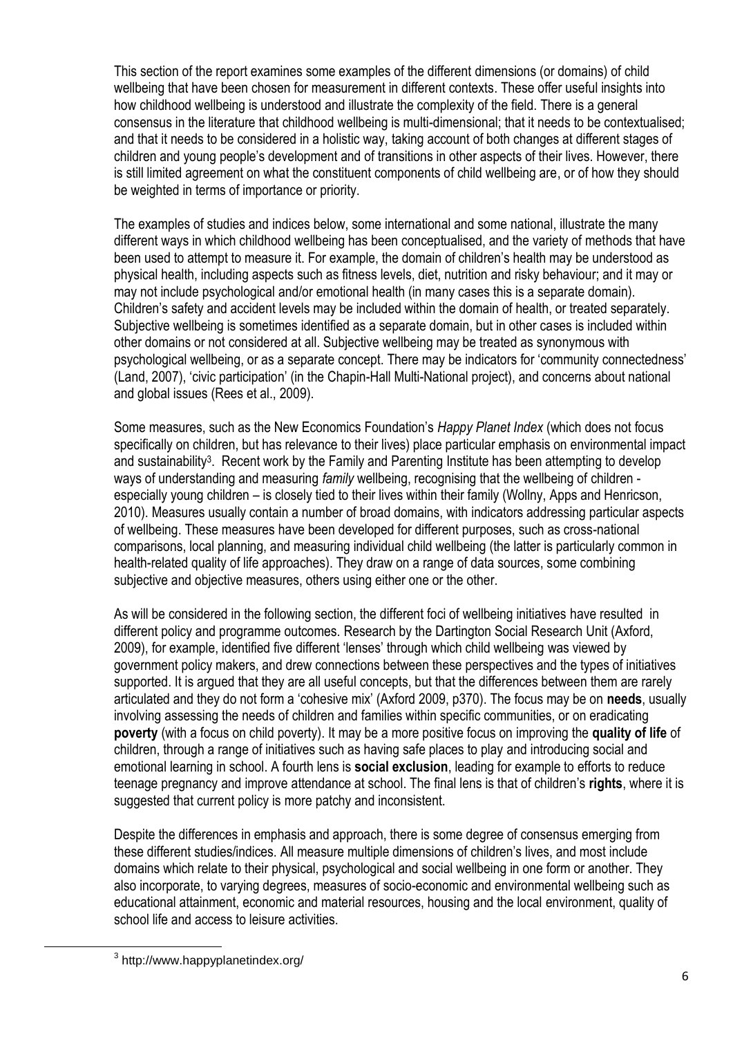This section of the report examines some examples of the different dimensions (or domains) of child wellbeing that have been chosen for measurement in different contexts. These offer useful insights into how childhood wellbeing is understood and illustrate the complexity of the field. There is a general consensus in the literature that childhood wellbeing is multi-dimensional; that it needs to be contextualised; and that it needs to be considered in a holistic way, taking account of both changes at different stages of children and young people's development and of transitions in other aspects of their lives. However, there is still limited agreement on what the constituent components of child wellbeing are, or of how they should be weighted in terms of importance or priority.

The examples of studies and indices below, some international and some national, illustrate the many different ways in which childhood wellbeing has been conceptualised, and the variety of methods that have been used to attempt to measure it. For example, the domain of children's health may be understood as physical health, including aspects such as fitness levels, diet, nutrition and risky behaviour; and it may or may not include psychological and/or emotional health (in many cases this is a separate domain). Children's safety and accident levels may be included within the domain of health, or treated separately. Subjective wellbeing is sometimes identified as a separate domain, but in other cases is included within other domains or not considered at all. Subjective wellbeing may be treated as synonymous with psychological wellbeing, or as a separate concept. There may be indicators for 'community connectedness' (Land, 2007), 'civic participation' (in the Chapin-Hall Multi-National project), and concerns about national and global issues (Rees et al., 2009).

Some measures, such as the New Economics Foundation's *Happy Planet Index* (which does not focus specifically on children, but has relevance to their lives) place particular emphasis on environmental impact and sustainability[3]. Recent work by the Family and Parenting Institute has been attempting to develop ways of understanding and measuring *family* wellbeing, recognising that the wellbeing of children - especially young children – is closely tied to their lives within their family (Wollny, Apps and Henricson, 2010). Measures usually contain a number of broad domains, with indicators addressing particular aspects of wellbeing. These measures have been developed for different purposes, such as cross-national comparisons, local planning, and measuring individual child wellbeing (the latter is particularly common in health-related quality of life approaches). They draw on a range of data sources, some combining subjective and objective measures, others using either one or the other.

As will be considered in the following section, the different foci of wellbeing initiatives have resulted in different policy and programme outcomes. Research by the Dartington Social Research Unit (Axford, 2009), for example, identified five different 'lenses' through which child wellbeing was viewed by government policy makers, and drew connections between these perspectives and the types of initiatives supported. It is argued that they are all useful concepts, but that the differences between them are rarely articulated and they do not form a 'cohesive mix' (Axford 2009, p370). The focus may be on **needs**, usually involving assessing the needs of children and families within specific communities, or on eradicating **poverty** (with a focus on child poverty). It may be a more positive focus on improving the **quality of life** of children, through a range of initiatives such as having safe places to play and introducing social and emotional learning in school. A fourth lens is **social exclusion**, leading for example to efforts to reduce teenage pregnancy and improve attendance at school. The final lens is that of children's **rights**, where it is suggested that current policy is more patchy and inconsistent.

Despite the differences in emphasis and approach, there is some degree of consensus emerging from these different studies/indices. All measure multiple dimensions of children's lives, and most include domains which relate to their physical, psychological and social wellbeing in one form or another. They also incorporate, to varying degrees, measures of socio-economic and environmental wellbeing such as educational attainment, economic and material resources, housing and the local environment, quality of school life and access to leisure activities.

[3] http://www.happyplanetindex.org/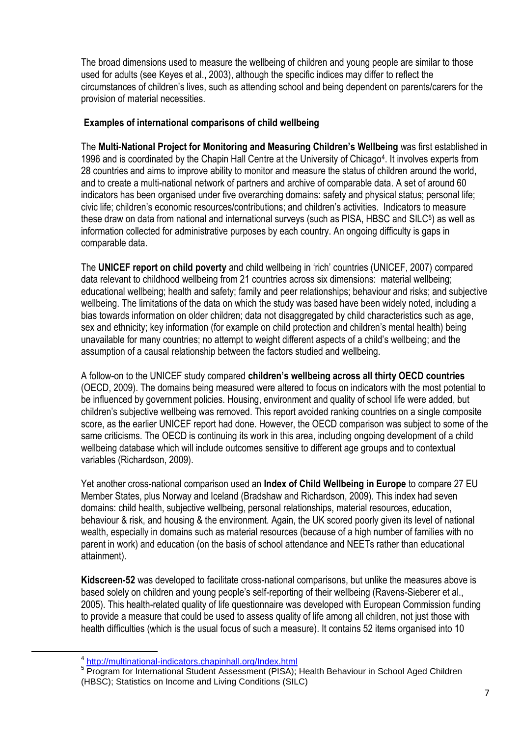The broad dimensions used to measure the wellbeing of children and young people are similar to those used for adults (see Keyes et al., 2003), although the specific indices may differ to reflect the circumstances of children's lives, such as attending school and being dependent on parents/carers for the provision of material necessities.

### Examples of international comparisons of child wellbeing

The **Multi-National Project for Monitoring and Measuring Children's Wellbeing** was first established in 1996 and is coordinated by the Chapin Hall Centre at the University of Chicago[4]. It involves experts from 28 countries and aims to improve ability to monitor and measure the status of children around the world, and to create a multi-national network of partners and archive of comparable data. A set of around 60 indicators has been organised under five overarching domains: safety and physical status; personal life; civic life; children's economic resources/contributions; and children's activities. Indicators to measure these draw on data from national and international surveys (such as PISA, HBSC and SILC[5]) as well as information collected for administrative purposes by each country. An ongoing difficulty is gaps in comparable data.

The **UNICEF report on child poverty** and child wellbeing in 'rich' countries (UNICEF, 2007) compared data relevant to childhood wellbeing from 21 countries across six dimensions: material wellbeing; educational wellbeing; health and safety; family and peer relationships; behaviour and risks; and subjective wellbeing. The limitations of the data on which the study was based have been widely noted, including a bias towards information on older children; data not disaggregated by child characteristics such as age, sex and ethnicity; key information (for example on child protection and children's mental health) being unavailable for many countries; no attempt to weight different aspects of a child's wellbeing; and the assumption of a causal relationship between the factors studied and wellbeing.

A follow-on to the UNICEF study compared **children's wellbeing across all thirty OECD countries** (OECD, 2009). The domains being measured were altered to focus on indicators with the most potential to be influenced by government policies. Housing, environment and quality of school life were added, but children's subjective wellbeing was removed. This report avoided ranking countries on a single composite score, as the earlier UNICEF report had done. However, the OECD comparison was subject to some of the same criticisms. The OECD is continuing its work in this area, including ongoing development of a child wellbeing database which will include outcomes sensitive to different age groups and to contextual variables (Richardson, 2009).

Yet another cross-national comparison used an **Index of Child Wellbeing in Europe** to compare 27 EU Member States, plus Norway and Iceland (Bradshaw and Richardson, 2009). This index had seven domains: child health, subjective wellbeing, personal relationships, material resources, education, behaviour & risk, and housing & the environment. Again, the UK scored poorly given its level of national wealth, especially in domains such as material resources (because of a high number of families with no parent in work) and education (on the basis of school attendance and NEETs rather than educational attainment).

**Kidscreen-52** was developed to facilitate cross-national comparisons, but unlike the measures above is based solely on children and young people's self-reporting of their wellbeing (Ravens-Sieberer et al., 2005). This health-related quality of life questionnaire was developed with European Commission funding to provide a measure that could be used to assess quality of life among all children, not just those with health difficulties (which is the usual focus of such a measure). It contains 52 items organised into 10

---

[4] http://multinational-indicators.chapinhall.org/Index.html

[5] Program for International Student Assessment (PISA); Health Behaviour in School Aged Children (HBSC); Statistics on Income and Living Conditions (SILC)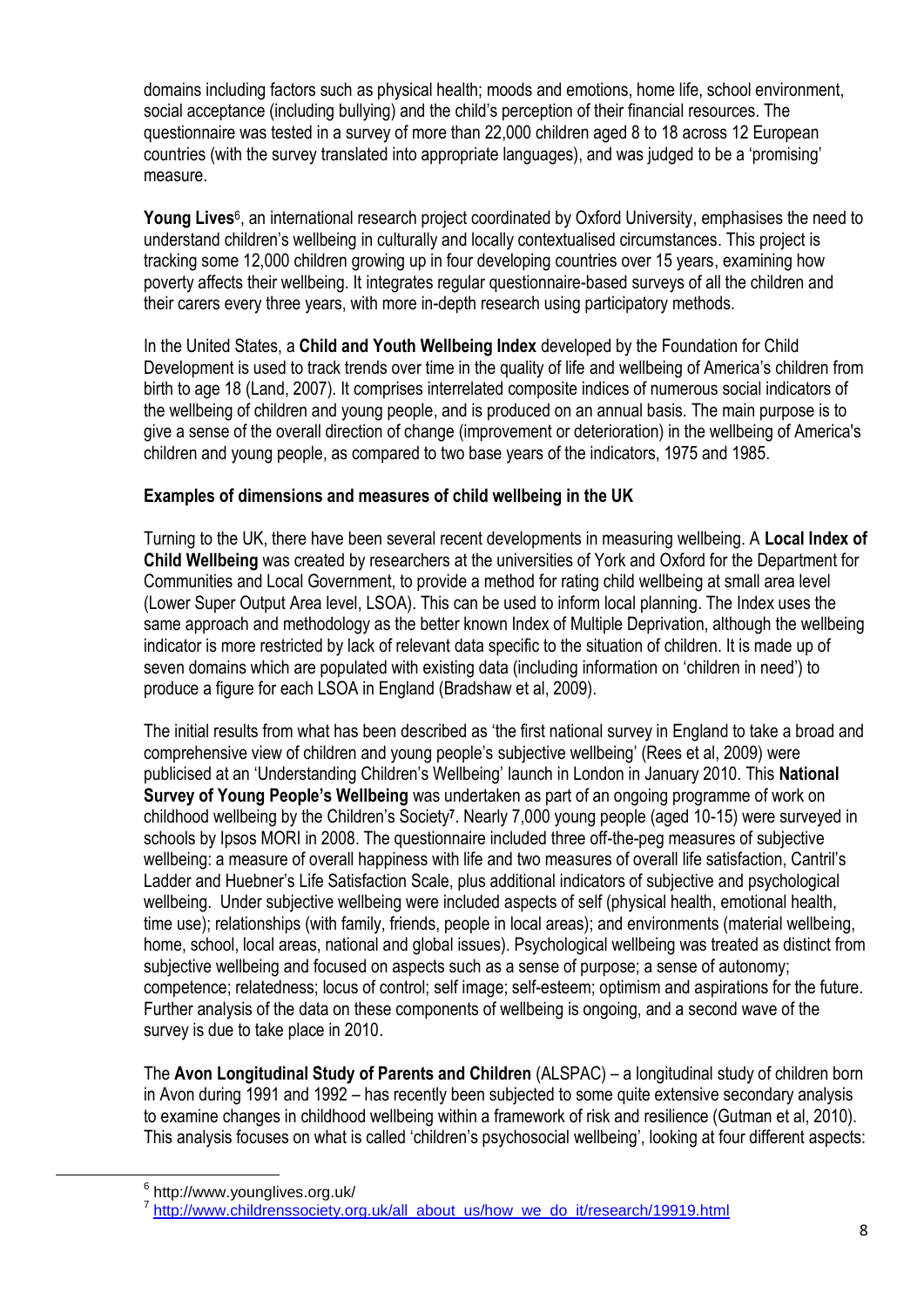domains including factors such as physical health; moods and emotions, home life, school environment, social acceptance (including bullying) and the child's perception of their financial resources. The questionnaire was tested in a survey of more than 22,000 children aged 8 to 18 across 12 European countries (with the survey translated into appropriate languages), and was judged to be a 'promising' measure.

**Young Lives**[6], an international research project coordinated by Oxford University, emphasises the need to understand children's wellbeing in culturally and locally contextualised circumstances. This project is tracking some 12,000 children growing up in four developing countries over 15 years, examining how poverty affects their wellbeing. It integrates regular questionnaire-based surveys of all the children and their carers every three years, with more in-depth research using participatory methods.

In the United States, a **Child and Youth Wellbeing Index** developed by the Foundation for Child Development is used to track trends over time in the quality of life and wellbeing of America's children from birth to age 18 (Land, 2007). It comprises interrelated composite indices of numerous social indicators of the wellbeing of children and young people, and is produced on an annual basis. The main purpose is to give a sense of the overall direction of change (improvement or deterioration) in the wellbeing of America's children and young people, as compared to two base years of the indicators, 1975 and 1985.

**Examples of dimensions and measures of child wellbeing in the UK**

Turning to the UK, there have been several recent developments in measuring wellbeing. A **Local Index of Child Wellbeing** was created by researchers at the universities of York and Oxford for the Department for Communities and Local Government, to provide a method for rating child wellbeing at small area level (Lower Super Output Area level, LSOA). This can be used to inform local planning. The Index uses the same approach and methodology as the better known Index of Multiple Deprivation, although the wellbeing indicator is more restricted by lack of relevant data specific to the situation of children. It is made up of seven domains which are populated with existing data (including information on 'children in need') to produce a figure for each LSOA in England (Bradshaw et al, 2009).

The initial results from what has been described as 'the first national survey in England to take a broad and comprehensive view of children and young people's subjective wellbeing' (Rees et al, 2009) were publicised at an 'Understanding Children's Wellbeing' launch in London in January 2010. This **National Survey of Young People's Wellbeing** was undertaken as part of an ongoing programme of work on childhood wellbeing by the Children's Society[7]. Nearly 7,000 young people (aged 10-15) were surveyed in schools by Ipsos MORI in 2008. The questionnaire included three off-the-peg measures of subjective wellbeing: a measure of overall happiness with life and two measures of overall life satisfaction, Cantril's Ladder and Huebner's Life Satisfaction Scale, plus additional indicators of subjective and psychological wellbeing. Under subjective wellbeing were included aspects of self (physical health, emotional health, time use); relationships (with family, friends, people in local areas); and environments (material wellbeing, home, school, local areas, national and global issues). Psychological wellbeing was treated as distinct from subjective wellbeing and focused on aspects such as a sense of purpose; a sense of autonomy; competence; relatedness; locus of control; self image; self-esteem; optimism and aspirations for the future. Further analysis of the data on these components of wellbeing is ongoing, and a second wave of the survey is due to take place in 2010.

The **Avon Longitudinal Study of Parents and Children** (ALSPAC) – a longitudinal study of children born in Avon during 1991 and 1992 – has recently been subjected to some quite extensive secondary analysis to examine changes in childhood wellbeing within a framework of risk and resilience (Gutman et al, 2010). This analysis focuses on what is called 'children's psychosocial wellbeing', looking at four different aspects:

[6] http://www.younglives.org.uk/

[7] http://www.childrenssociety.org.uk/all_about_us/how_we_do_it/research/19919.html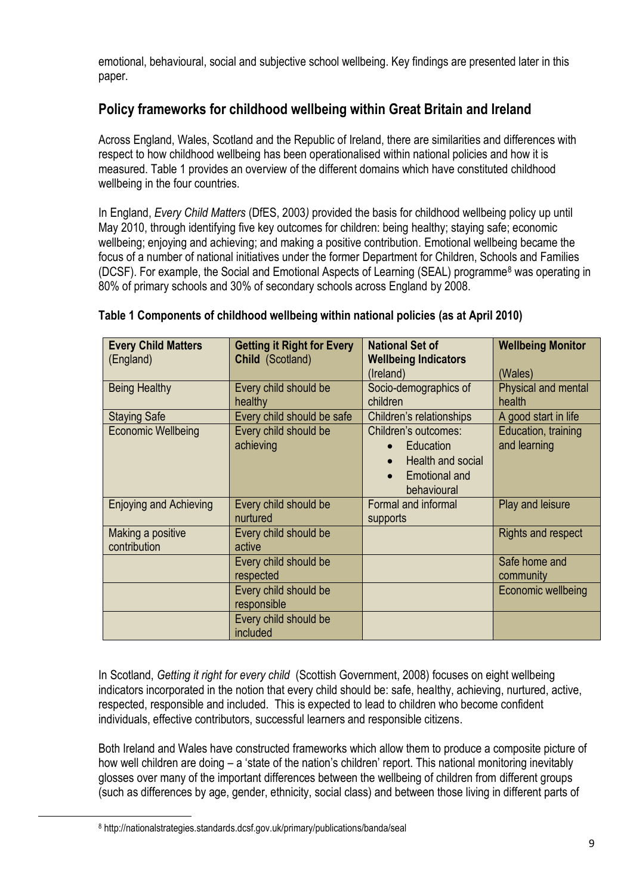emotional, behavioural, social and subjective school wellbeing. Key findings are presented later in this paper.

## Policy frameworks for childhood wellbeing within Great Britain and Ireland

Across England, Wales, Scotland and the Republic of Ireland, there are similarities and differences with respect to how childhood wellbeing has been operationalised within national policies and how it is measured. Table 1 provides an overview of the different domains which have constituted childhood wellbeing in the four countries.

In England, *Every Child Matters* (DfES, 2003) provided the basis for childhood wellbeing policy up until May 2010, through identifying five key outcomes for children: being healthy; staying safe; economic wellbeing; enjoying and achieving; and making a positive contribution. Emotional wellbeing became the focus of a number of national initiatives under the former Department for Children, Schools and Families (DCSF). For example, the Social and Emotional Aspects of Learning (SEAL) programme[8] was operating in 80% of primary schools and 30% of secondary schools across England by 2008.

**Table 1 Components of childhood wellbeing within national policies (as at April 2010)**

| **Every Child Matters** (England) | **Getting it Right for Every Child** (Scotland) | **National Set of Wellbeing Indicators** (Ireland) | **Wellbeing Monitor** (Wales) |
|---|---|---|---|
| Being Healthy | Every child should be healthy | Socio-demographics of children | Physical and mental health |
| Staying Safe | Every child should be safe | Children's relationships | A good start in life |
| Economic Wellbeing | Every child should be achieving | Children's outcomes: <br>• Education <br>• Health and social <br>• Emotional and behavioural | Education, training and learning |
| Enjoying and Achieving | Every child should be nurtured | Formal and informal supports | Play and leisure |
| Making a positive contribution | Every child should be active | | Rights and respect |
| | Every child should be respected | | Safe home and community |
| | Every child should be responsible | | Economic wellbeing |
| | Every child should be included | | |

In Scotland, *Getting it right for every child* (Scottish Government, 2008) focuses on eight wellbeing indicators incorporated in the notion that every child should be: safe, healthy, achieving, nurtured, active, respected, responsible and included. This is expected to lead to children who become confident individuals, effective contributors, successful learners and responsible citizens.

Both Ireland and Wales have constructed frameworks which allow them to produce a composite picture of how well children are doing – a 'state of the nation's children' report. This national monitoring inevitably glosses over many of the important differences between the wellbeing of children from different groups (such as differences by age, gender, ethnicity, social class) and between those living in different parts of

[8] http://nationalstrategies.standards.dcsf.gov.uk/primary/publications/banda/seal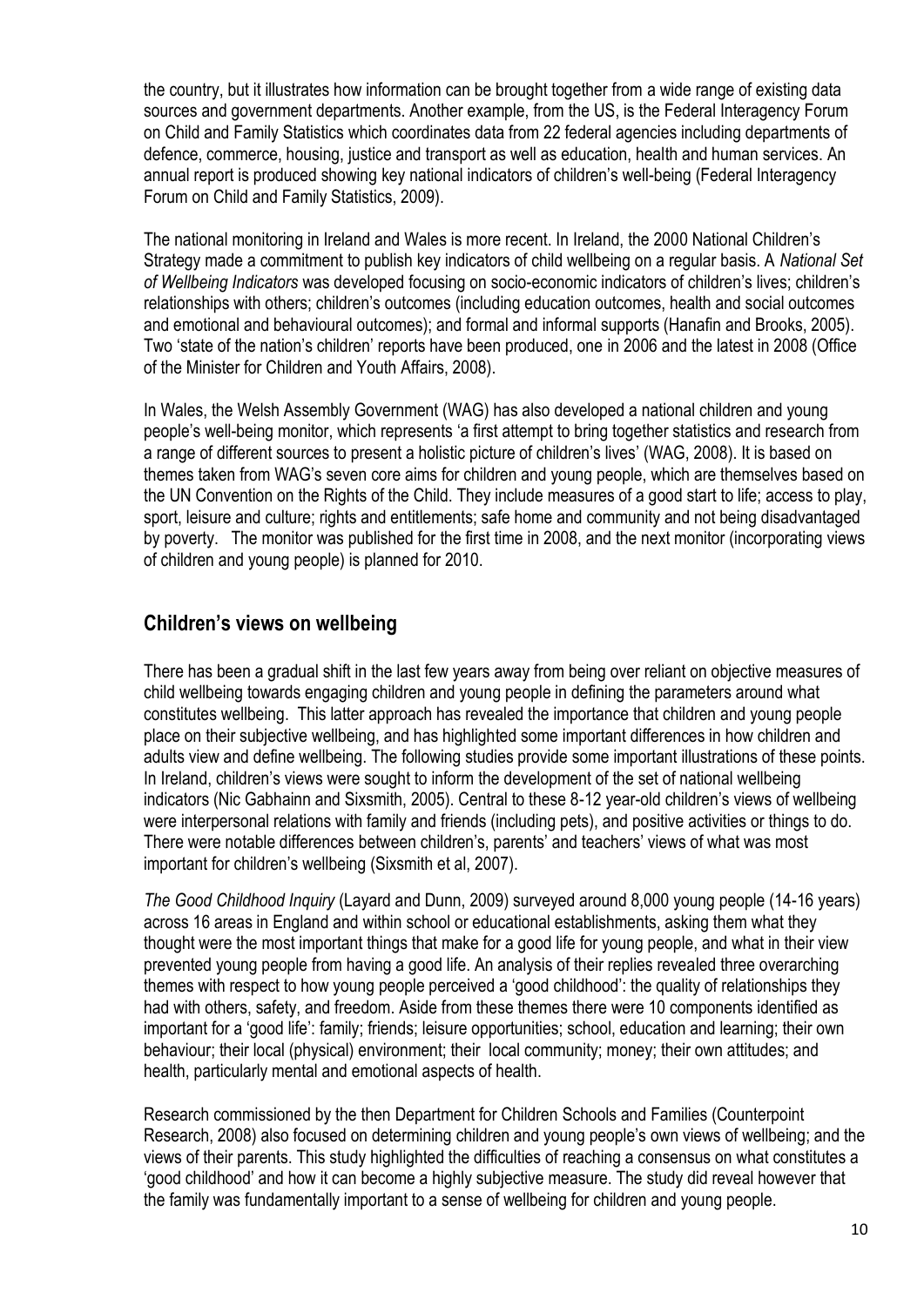the country, but it illustrates how information can be brought together from a wide range of existing data sources and government departments. Another example, from the US, is the Federal Interagency Forum on Child and Family Statistics which coordinates data from 22 federal agencies including departments of defence, commerce, housing, justice and transport as well as education, health and human services. An annual report is produced showing key national indicators of children's well-being (Federal Interagency Forum on Child and Family Statistics, 2009).

The national monitoring in Ireland and Wales is more recent. In Ireland, the 2000 National Children's Strategy made a commitment to publish key indicators of child wellbeing on a regular basis. A *National Set of Wellbeing Indicators* was developed focusing on socio-economic indicators of children's lives; children's relationships with others; children's outcomes (including education outcomes, health and social outcomes and emotional and behavioural outcomes); and formal and informal supports (Hanafin and Brooks, 2005). Two 'state of the nation's children' reports have been produced, one in 2006 and the latest in 2008 (Office of the Minister for Children and Youth Affairs, 2008).

In Wales, the Welsh Assembly Government (WAG) has also developed a national children and young people's well-being monitor, which represents 'a first attempt to bring together statistics and research from a range of different sources to present a holistic picture of children's lives' (WAG, 2008). It is based on themes taken from WAG's seven core aims for children and young people, which are themselves based on the UN Convention on the Rights of the Child. They include measures of a good start to life; access to play, sport, leisure and culture; rights and entitlements; safe home and community and not being disadvantaged by poverty. The monitor was published for the first time in 2008, and the next monitor (incorporating views of children and young people) is planned for 2010.

## Children's views on wellbeing

There has been a gradual shift in the last few years away from being over reliant on objective measures of child wellbeing towards engaging children and young people in defining the parameters around what constitutes wellbeing. This latter approach has revealed the importance that children and young people place on their subjective wellbeing, and has highlighted some important differences in how children and adults view and define wellbeing. The following studies provide some important illustrations of these points. In Ireland, children's views were sought to inform the development of the set of national wellbeing indicators (Nic Gabhainn and Sixsmith, 2005). Central to these 8-12 year-old children's views of wellbeing were interpersonal relations with family and friends (including pets), and positive activities or things to do. There were notable differences between children's, parents' and teachers' views of what was most important for children's wellbeing (Sixsmith et al, 2007).

*The Good Childhood Inquiry* (Layard and Dunn, 2009) surveyed around 8,000 young people (14-16 years) across 16 areas in England and within school or educational establishments, asking them what they thought were the most important things that make for a good life for young people, and what in their view prevented young people from having a good life. An analysis of their replies revealed three overarching themes with respect to how young people perceived a 'good childhood': the quality of relationships they had with others, safety, and freedom. Aside from these themes there were 10 components identified as important for a 'good life': family; friends; leisure opportunities; school, education and learning; their own behaviour; their local (physical) environment; their local community; money; their own attitudes; and health, particularly mental and emotional aspects of health.

Research commissioned by the then Department for Children Schools and Families (Counterpoint Research, 2008) also focused on determining children and young people's own views of wellbeing; and the views of their parents. This study highlighted the difficulties of reaching a consensus on what constitutes a 'good childhood' and how it can become a highly subjective measure. The study did reveal however that the family was fundamentally important to a sense of wellbeing for children and young people.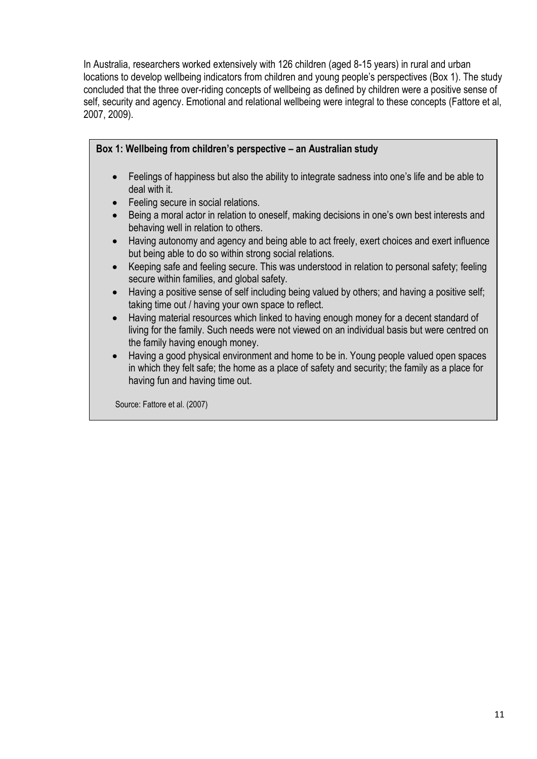In Australia, researchers worked extensively with 126 children (aged 8-15 years) in rural and urban locations to develop wellbeing indicators from children and young people's perspectives (Box 1). The study concluded that the three over-riding concepts of wellbeing as defined by children were a positive sense of self, security and agency. Emotional and relational wellbeing were integral to these concepts (Fattore et al, 2007, 2009).

> **Box 1: Wellbeing from children's perspective – an Australian study**
>
> - Feelings of happiness but also the ability to integrate sadness into one's life and be able to deal with it.
> - Feeling secure in social relations.
> - Being a moral actor in relation to oneself, making decisions in one's own best interests and behaving well in relation to others.
> - Having autonomy and agency and being able to act freely, exert choices and exert influence but being able to do so within strong social relations.
> - Keeping safe and feeling secure. This was understood in relation to personal safety; feeling secure within families, and global safety.
> - Having a positive sense of self including being valued by others; and having a positive self; taking time out / having your own space to reflect.
> - Having material resources which linked to having enough money for a decent standard of living for the family. Such needs were not viewed on an individual basis but were centred on the family having enough money.
> - Having a good physical environment and home to be in. Young people valued open spaces in which they felt safe; the home as a place of safety and security; the family as a place for having fun and having time out.
>
> Source: Fattore et al. (2007)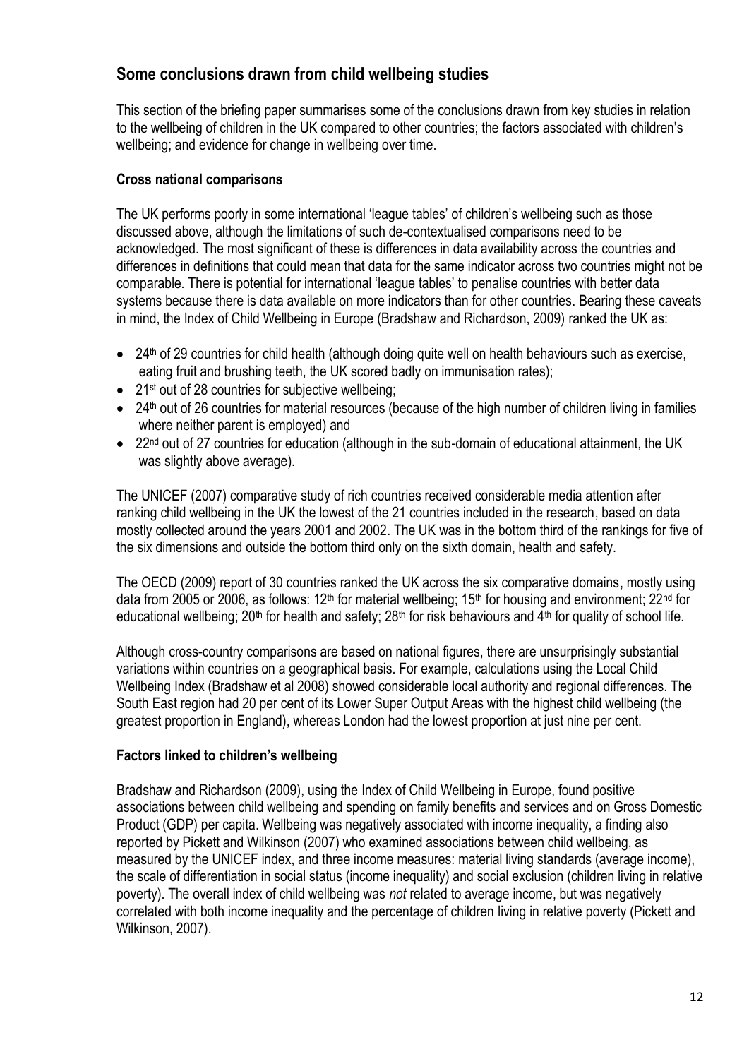## Some conclusions drawn from child wellbeing studies

This section of the briefing paper summarises some of the conclusions drawn from key studies in relation to the wellbeing of children in the UK compared to other countries; the factors associated with children's wellbeing; and evidence for change in wellbeing over time.

### Cross national comparisons

The UK performs poorly in some international 'league tables' of children's wellbeing such as those discussed above, although the limitations of such de-contextualised comparisons need to be acknowledged. The most significant of these is differences in data availability across the countries and differences in definitions that could mean that data for the same indicator across two countries might not be comparable. There is potential for international 'league tables' to penalise countries with better data systems because there is data available on more indicators than for other countries. Bearing these caveats in mind, the Index of Child Wellbeing in Europe (Bradshaw and Richardson, 2009) ranked the UK as:

- 24th of 29 countries for child health (although doing quite well on health behaviours such as exercise, eating fruit and brushing teeth, the UK scored badly on immunisation rates);
- 21st out of 28 countries for subjective wellbeing;
- 24th out of 26 countries for material resources (because of the high number of children living in families where neither parent is employed) and
- 22nd out of 27 countries for education (although in the sub-domain of educational attainment, the UK was slightly above average).

The UNICEF (2007) comparative study of rich countries received considerable media attention after ranking child wellbeing in the UK the lowest of the 21 countries included in the research, based on data mostly collected around the years 2001 and 2002. The UK was in the bottom third of the rankings for five of the six dimensions and outside the bottom third only on the sixth domain, health and safety.

The OECD (2009) report of 30 countries ranked the UK across the six comparative domains, mostly using data from 2005 or 2006, as follows: 12th for material wellbeing; 15th for housing and environment; 22nd for educational wellbeing; 20th for health and safety; 28th for risk behaviours and 4th for quality of school life.

Although cross-country comparisons are based on national figures, there are unsurprisingly substantial variations within countries on a geographical basis. For example, calculations using the Local Child Wellbeing Index (Bradshaw et al 2008) showed considerable local authority and regional differences. The South East region had 20 per cent of its Lower Super Output Areas with the highest child wellbeing (the greatest proportion in England), whereas London had the lowest proportion at just nine per cent.

### Factors linked to children's wellbeing

Bradshaw and Richardson (2009), using the Index of Child Wellbeing in Europe, found positive associations between child wellbeing and spending on family benefits and services and on Gross Domestic Product (GDP) per capita. Wellbeing was negatively associated with income inequality, a finding also reported by Pickett and Wilkinson (2007) who examined associations between child wellbeing, as measured by the UNICEF index, and three income measures: material living standards (average income), the scale of differentiation in social status (income inequality) and social exclusion (children living in relative poverty). The overall index of child wellbeing was *not* related to average income, but was negatively correlated with both income inequality and the percentage of children living in relative poverty (Pickett and Wilkinson, 2007).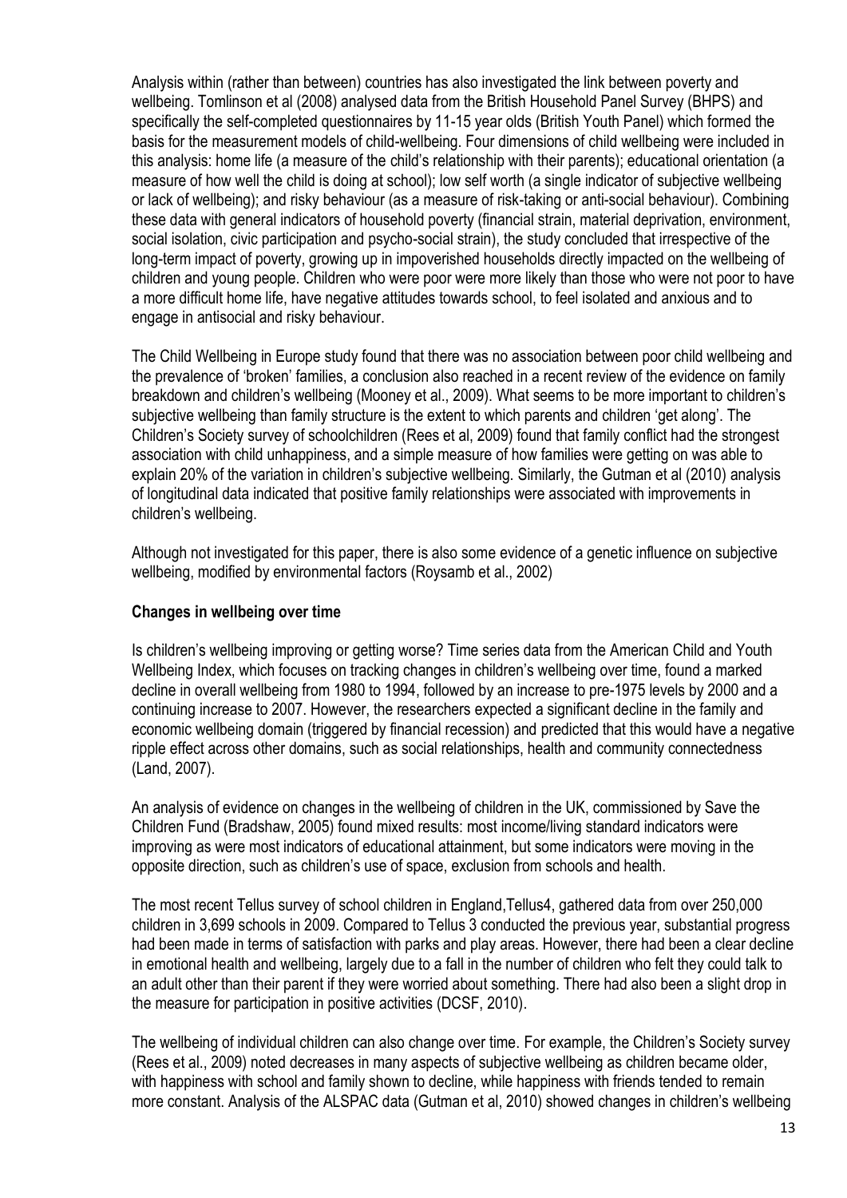Analysis within (rather than between) countries has also investigated the link between poverty and wellbeing. Tomlinson et al (2008) analysed data from the British Household Panel Survey (BHPS) and specifically the self-completed questionnaires by 11-15 year olds (British Youth Panel) which formed the basis for the measurement models of child-wellbeing. Four dimensions of child wellbeing were included in this analysis: home life (a measure of the child's relationship with their parents); educational orientation (a measure of how well the child is doing at school); low self worth (a single indicator of subjective wellbeing or lack of wellbeing); and risky behaviour (as a measure of risk-taking or anti-social behaviour). Combining these data with general indicators of household poverty (financial strain, material deprivation, environment, social isolation, civic participation and psycho-social strain), the study concluded that irrespective of the long-term impact of poverty, growing up in impoverished households directly impacted on the wellbeing of children and young people. Children who were poor were more likely than those who were not poor to have a more difficult home life, have negative attitudes towards school, to feel isolated and anxious and to engage in antisocial and risky behaviour.

The Child Wellbeing in Europe study found that there was no association between poor child wellbeing and the prevalence of 'broken' families, a conclusion also reached in a recent review of the evidence on family breakdown and children's wellbeing (Mooney et al., 2009). What seems to be more important to children's subjective wellbeing than family structure is the extent to which parents and children 'get along'. The Children's Society survey of schoolchildren (Rees et al, 2009) found that family conflict had the strongest association with child unhappiness, and a simple measure of how families were getting on was able to explain 20% of the variation in children's subjective wellbeing. Similarly, the Gutman et al (2010) analysis of longitudinal data indicated that positive family relationships were associated with improvements in children's wellbeing.

Although not investigated for this paper, there is also some evidence of a genetic influence on subjective wellbeing, modified by environmental factors (Roysamb et al., 2002)

**Changes in wellbeing over time**

Is children's wellbeing improving or getting worse? Time series data from the American Child and Youth Wellbeing Index, which focuses on tracking changes in children's wellbeing over time, found a marked decline in overall wellbeing from 1980 to 1994, followed by an increase to pre-1975 levels by 2000 and a continuing increase to 2007. However, the researchers expected a significant decline in the family and economic wellbeing domain (triggered by financial recession) and predicted that this would have a negative ripple effect across other domains, such as social relationships, health and community connectedness (Land, 2007).

An analysis of evidence on changes in the wellbeing of children in the UK, commissioned by Save the Children Fund (Bradshaw, 2005) found mixed results: most income/living standard indicators were improving as were most indicators of educational attainment, but some indicators were moving in the opposite direction, such as children's use of space, exclusion from schools and health.

The most recent Tellus survey of school children in England,Tellus4, gathered data from over 250,000 children in 3,699 schools in 2009. Compared to Tellus 3 conducted the previous year, substantial progress had been made in terms of satisfaction with parks and play areas. However, there had been a clear decline in emotional health and wellbeing, largely due to a fall in the number of children who felt they could talk to an adult other than their parent if they were worried about something. There had also been a slight drop in the measure for participation in positive activities (DCSF, 2010).

The wellbeing of individual children can also change over time. For example, the Children's Society survey (Rees et al., 2009) noted decreases in many aspects of subjective wellbeing as children became older, with happiness with school and family shown to decline, while happiness with friends tended to remain more constant. Analysis of the ALSPAC data (Gutman et al, 2010) showed changes in children's wellbeing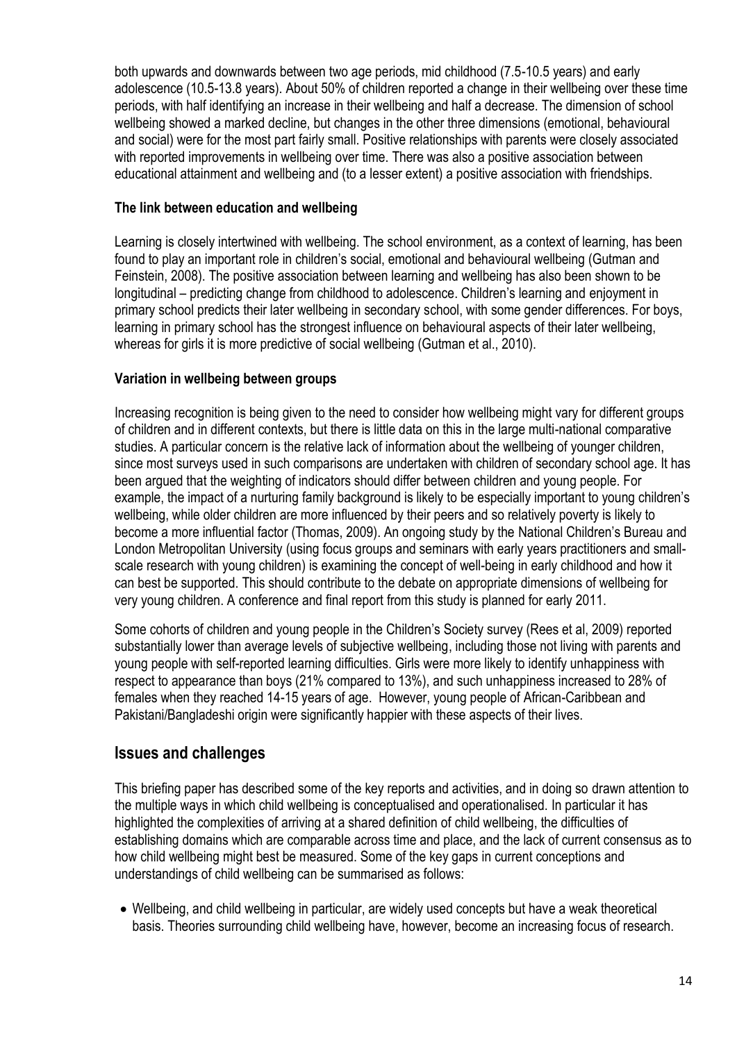both upwards and downwards between two age periods, mid childhood (7.5-10.5 years) and early adolescence (10.5-13.8 years). About 50% of children reported a change in their wellbeing over these time periods, with half identifying an increase in their wellbeing and half a decrease. The dimension of school wellbeing showed a marked decline, but changes in the other three dimensions (emotional, behavioural and social) were for the most part fairly small. Positive relationships with parents were closely associated with reported improvements in wellbeing over time. There was also a positive association between educational attainment and wellbeing and (to a lesser extent) a positive association with friendships.

#### The link between education and wellbeing

Learning is closely intertwined with wellbeing. The school environment, as a context of learning, has been found to play an important role in children's social, emotional and behavioural wellbeing (Gutman and Feinstein, 2008). The positive association between learning and wellbeing has also been shown to be longitudinal – predicting change from childhood to adolescence. Children's learning and enjoyment in primary school predicts their later wellbeing in secondary school, with some gender differences. For boys, learning in primary school has the strongest influence on behavioural aspects of their later wellbeing, whereas for girls it is more predictive of social wellbeing (Gutman et al., 2010).

#### Variation in wellbeing between groups

Increasing recognition is being given to the need to consider how wellbeing might vary for different groups of children and in different contexts, but there is little data on this in the large multi-national comparative studies. A particular concern is the relative lack of information about the wellbeing of younger children, since most surveys used in such comparisons are undertaken with children of secondary school age. It has been argued that the weighting of indicators should differ between children and young people. For example, the impact of a nurturing family background is likely to be especially important to young children's wellbeing, while older children are more influenced by their peers and so relatively poverty is likely to become a more influential factor (Thomas, 2009). An ongoing study by the National Children's Bureau and London Metropolitan University (using focus groups and seminars with early years practitioners and small-scale research with young children) is examining the concept of well-being in early childhood and how it can best be supported. This should contribute to the debate on appropriate dimensions of wellbeing for very young children. A conference and final report from this study is planned for early 2011.

Some cohorts of children and young people in the Children's Society survey (Rees et al, 2009) reported substantially lower than average levels of subjective wellbeing, including those not living with parents and young people with self-reported learning difficulties. Girls were more likely to identify unhappiness with respect to appearance than boys (21% compared to 13%), and such unhappiness increased to 28% of females when they reached 14-15 years of age. However, young people of African-Caribbean and Pakistani/Bangladeshi origin were significantly happier with these aspects of their lives.

## Issues and challenges

This briefing paper has described some of the key reports and activities, and in doing so drawn attention to the multiple ways in which child wellbeing is conceptualised and operationalised. In particular it has highlighted the complexities of arriving at a shared definition of child wellbeing, the difficulties of establishing domains which are comparable across time and place, and the lack of current consensus as to how child wellbeing might best be measured. Some of the key gaps in current conceptions and understandings of child wellbeing can be summarised as follows:

- Wellbeing, and child wellbeing in particular, are widely used concepts but have a weak theoretical basis. Theories surrounding child wellbeing have, however, become an increasing focus of research.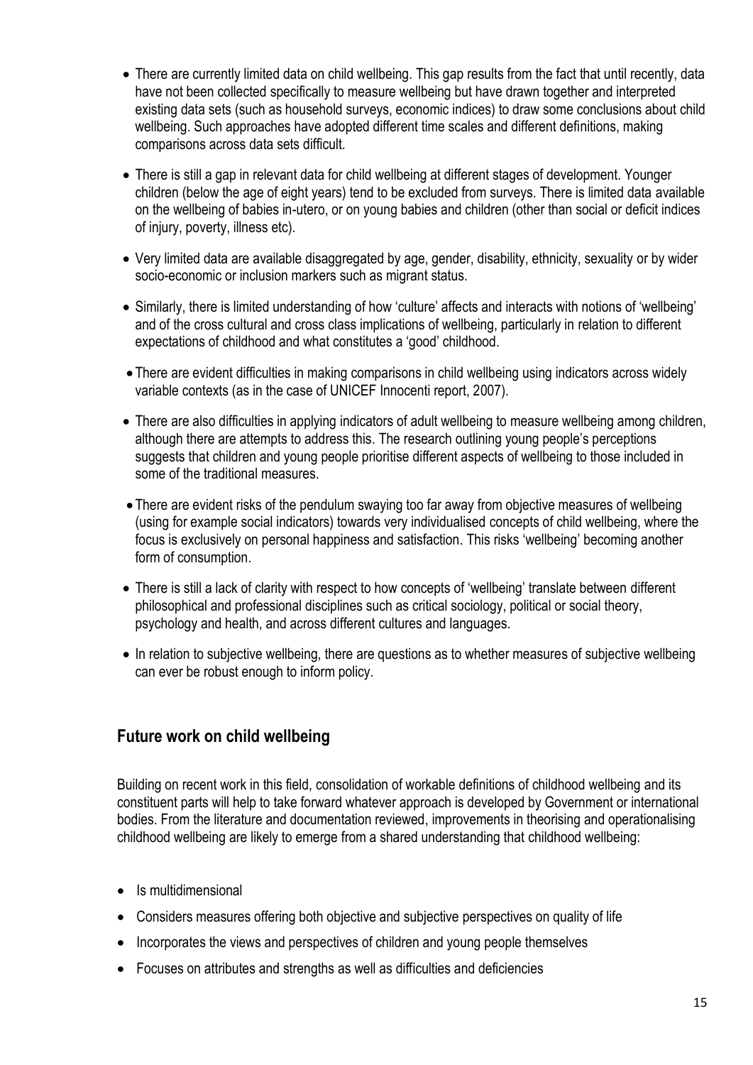- There are currently limited data on child wellbeing. This gap results from the fact that until recently, data have not been collected specifically to measure wellbeing but have drawn together and interpreted existing data sets (such as household surveys, economic indices) to draw some conclusions about child wellbeing. Such approaches have adopted different time scales and different definitions, making comparisons across data sets difficult.
- There is still a gap in relevant data for child wellbeing at different stages of development. Younger children (below the age of eight years) tend to be excluded from surveys. There is limited data available on the wellbeing of babies in-utero, or on young babies and children (other than social or deficit indices of injury, poverty, illness etc).
- Very limited data are available disaggregated by age, gender, disability, ethnicity, sexuality or by wider socio-economic or inclusion markers such as migrant status.
- Similarly, there is limited understanding of how 'culture' affects and interacts with notions of 'wellbeing' and of the cross cultural and cross class implications of wellbeing, particularly in relation to different expectations of childhood and what constitutes a 'good' childhood.
- There are evident difficulties in making comparisons in child wellbeing using indicators across widely variable contexts (as in the case of UNICEF Innocenti report, 2007).
- There are also difficulties in applying indicators of adult wellbeing to measure wellbeing among children, although there are attempts to address this. The research outlining young people's perceptions suggests that children and young people prioritise different aspects of wellbeing to those included in some of the traditional measures.
- There are evident risks of the pendulum swaying too far away from objective measures of wellbeing (using for example social indicators) towards very individualised concepts of child wellbeing, where the focus is exclusively on personal happiness and satisfaction. This risks 'wellbeing' becoming another form of consumption.
- There is still a lack of clarity with respect to how concepts of 'wellbeing' translate between different philosophical and professional disciplines such as critical sociology, political or social theory, psychology and health, and across different cultures and languages.
- In relation to subjective wellbeing, there are questions as to whether measures of subjective wellbeing can ever be robust enough to inform policy.

## Future work on child wellbeing

Building on recent work in this field, consolidation of workable definitions of childhood wellbeing and its constituent parts will help to take forward whatever approach is developed by Government or international bodies. From the literature and documentation reviewed, improvements in theorising and operationalising childhood wellbeing are likely to emerge from a shared understanding that childhood wellbeing:

- Is multidimensional
- Considers measures offering both objective and subjective perspectives on quality of life
- Incorporates the views and perspectives of children and young people themselves
- Focuses on attributes and strengths as well as difficulties and deficiencies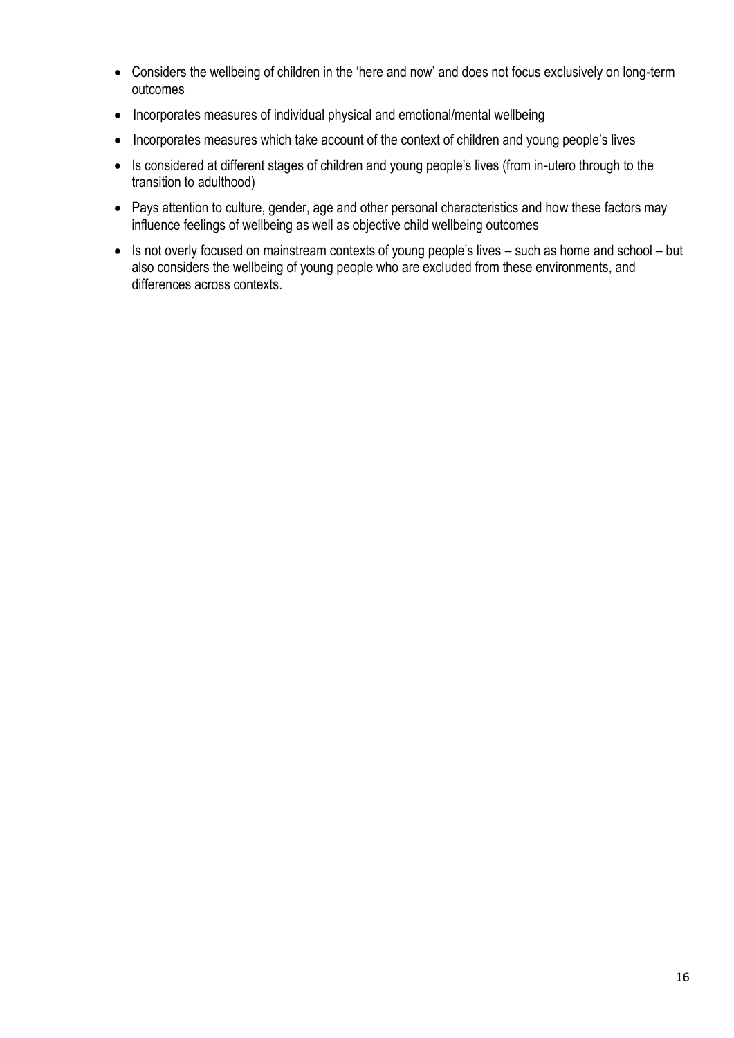- Considers the wellbeing of children in the 'here and now' and does not focus exclusively on long-term outcomes
- Incorporates measures of individual physical and emotional/mental wellbeing
- Incorporates measures which take account of the context of children and young people's lives
- Is considered at different stages of children and young people's lives (from in-utero through to the transition to adulthood)
- Pays attention to culture, gender, age and other personal characteristics and how these factors may influence feelings of wellbeing as well as objective child wellbeing outcomes
- Is not overly focused on mainstream contexts of young people's lives – such as home and school – but also considers the wellbeing of young people who are excluded from these environments, and differences across contexts.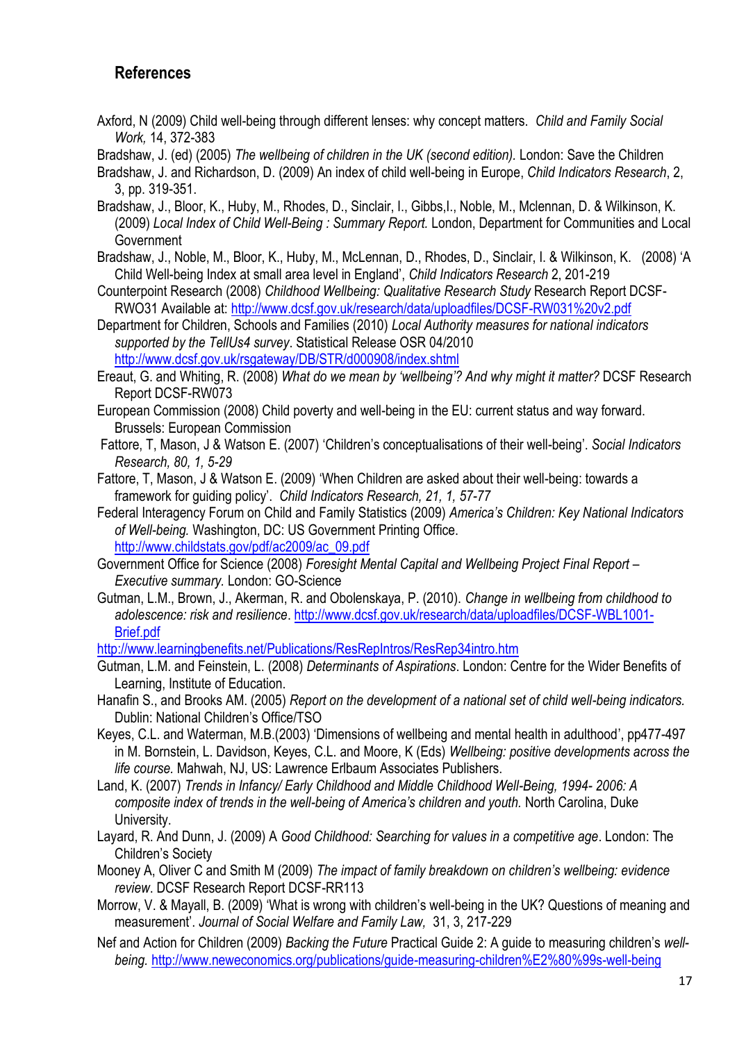## References

Axford, N (2009) Child well-being through different lenses: why concept matters. *Child and Family Social Work,* 14, 372-383

Bradshaw, J. (ed) (2005) *The wellbeing of children in the UK (second edition).* London: Save the Children

Bradshaw, J. and Richardson, D. (2009) An index of child well-being in Europe, *Child Indicators Research*, 2, 3, pp. 319-351.

Bradshaw, J., Bloor, K., Huby, M., Rhodes, D., Sinclair, I., Gibbs,I., Noble, M., Mclennan, D. & Wilkinson, K. (2009) *Local Index of Child Well-Being : Summary Report.* London, Department for Communities and Local Government

Bradshaw, J., Noble, M., Bloor, K., Huby, M., McLennan, D., Rhodes, D., Sinclair, I. & Wilkinson, K. (2008) 'A Child Well-being Index at small area level in England', *Child Indicators Research* 2, 201-219

Counterpoint Research (2008) *Childhood Wellbeing: Qualitative Research Study* Research Report DCSF-RWO31 Available at: http://www.dcsf.gov.uk/research/data/uploadfiles/DCSF-RW031%20v2.pdf

Department for Children, Schools and Families (2010) *Local Authority measures for national indicators supported by the TellUs4 survey*. Statistical Release OSR 04/2010 http://www.dcsf.gov.uk/rsgateway/DB/STR/d000908/index.shtml

Ereaut, G. and Whiting, R. (2008) *What do we mean by 'wellbeing'? And why might it matter?* DCSF Research Report DCSF-RW073

European Commission (2008) Child poverty and well-being in the EU: current status and way forward. Brussels: European Commission

Fattore, T, Mason, J & Watson E. (2007) 'Children's conceptualisations of their well-being'. *Social Indicators Research, 80, 1, 5-29*

Fattore, T, Mason, J & Watson E. (2009) 'When Children are asked about their well-being: towards a framework for guiding policy'. *Child Indicators Research, 21, 1, 57-77*

Federal Interagency Forum on Child and Family Statistics (2009) *America's Children: Key National Indicators of Well-being.* Washington, DC: US Government Printing Office. http://www.childstats.gov/pdf/ac2009/ac_09.pdf

Government Office for Science (2008) *Foresight Mental Capital and Wellbeing Project Final Report – Executive summary.* London: GO-Science

Gutman, L.M., Brown, J., Akerman, R. and Obolenskaya, P. (2010). *Change in wellbeing from childhood to adolescence: risk and resilience*. http://www.dcsf.gov.uk/research/data/uploadfiles/DCSF-WBL1001-Brief.pdf

http://www.learningbenefits.net/Publications/ResRepIntros/ResRep34intro.htm

Gutman, L.M. and Feinstein, L. (2008) *Determinants of Aspirations*. London: Centre for the Wider Benefits of Learning, Institute of Education.

Hanafin S., and Brooks AM. (2005) *Report on the development of a national set of child well-being indicators.* Dublin: National Children's Office/TSO

Keyes, C.L. and Waterman, M.B.(2003) 'Dimensions of wellbeing and mental health in adulthood', pp477-497 in M. Bornstein, L. Davidson, Keyes, C.L. and Moore, K (Eds) *Wellbeing: positive developments across the life course.* Mahwah, NJ, US: Lawrence Erlbaum Associates Publishers.

Land, K. (2007) *Trends in Infancy/ Early Childhood and Middle Childhood Well-Being, 1994- 2006: A composite index of trends in the well-being of America's children and youth.* North Carolina, Duke University.

Layard, R. And Dunn, J. (2009) A *Good Childhood: Searching for values in a competitive age*. London: The Children's Society

Mooney A, Oliver C and Smith M (2009) *The impact of family breakdown on children's wellbeing: evidence review*. DCSF Research Report DCSF-RR113

Morrow, V. & Mayall, B. (2009) 'What is wrong with children's well-being in the UK? Questions of meaning and measurement'. *Journal of Social Welfare and Family Law,* 31, 3, 217-229

Nef and Action for Children (2009) *Backing the Future* Practical Guide 2: A guide to measuring children's *well-being.* http://www.neweconomics.org/publications/guide-measuring-children%E2%80%99s-well-being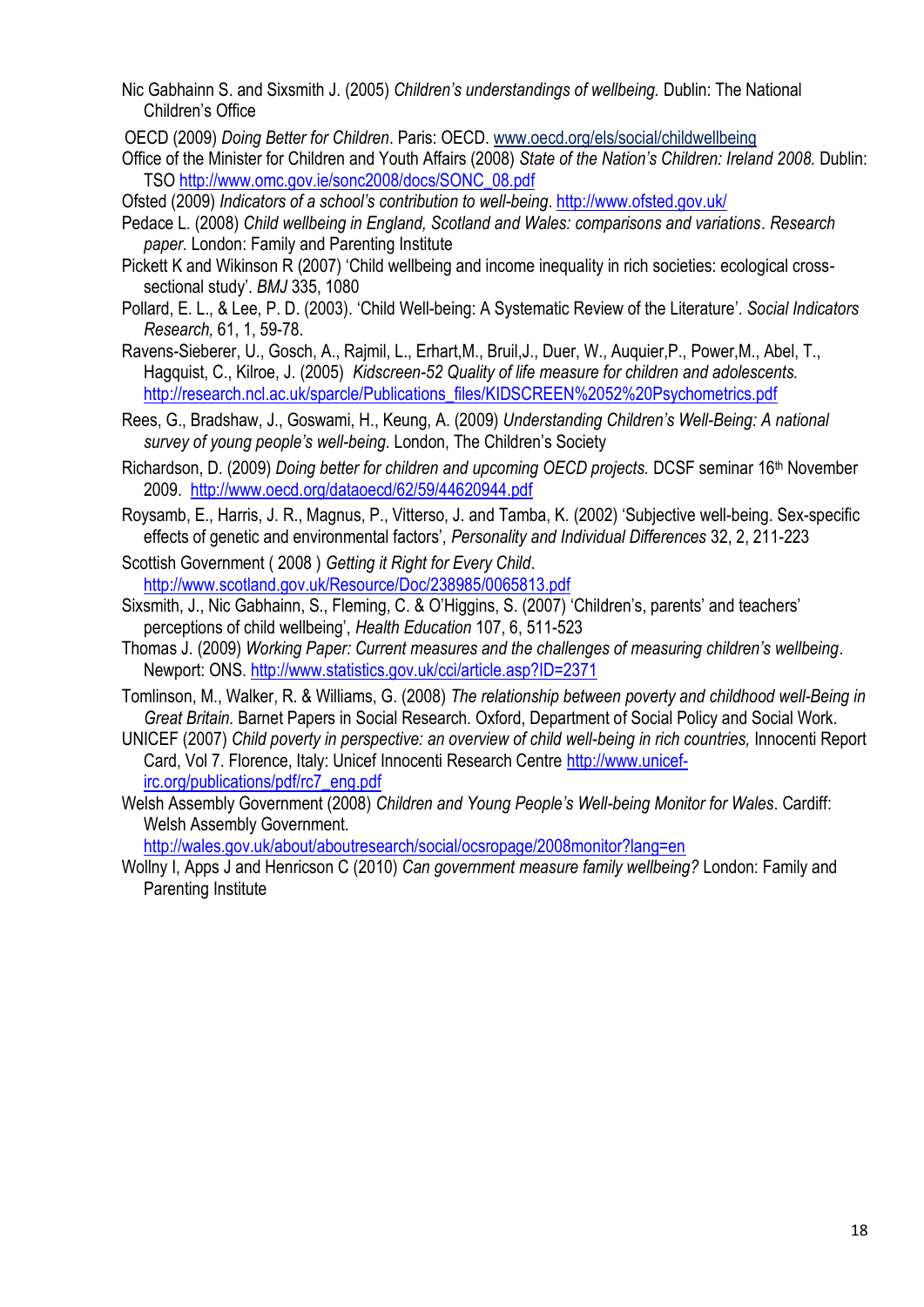Nic Gabhainn S. and Sixsmith J. (2005) *Children's understandings of wellbeing.* Dublin: The National Children's Office

OECD (2009) *Doing Better for Children*. Paris: OECD. www.oecd.org/els/social/childwellbeing

Office of the Minister for Children and Youth Affairs (2008) *State of the Nation's Children: Ireland 2008.* Dublin: TSO http://www.omc.gov.ie/sonc2008/docs/SONC_08.pdf

Ofsted (2009) *Indicators of a school's contribution to well-being*. http://www.ofsted.gov.uk/

Pedace L. (2008) *Child wellbeing in England, Scotland and Wales: comparisons and variations*. *Research paper*. London: Family and Parenting Institute

Pickett K and Wikinson R (2007) 'Child wellbeing and income inequality in rich societies: ecological cross-sectional study'. *BMJ* 335, 1080

Pollard, E. L., & Lee, P. D. (2003). 'Child Well-being: A Systematic Review of the Literature'. *Social Indicators Research,* 61, 1, 59-78.

Ravens-Sieberer, U., Gosch, A., Rajmil, L., Erhart,M., Bruil,J., Duer, W., Auquier,P., Power,M., Abel, T., Hagquist, C., Kilroe, J. (2005) *Kidscreen-52 Quality of life measure for children and adolescents.* http://research.ncl.ac.uk/sparcle/Publications_files/KIDSCREEN%2052%20Psychometrics.pdf

Rees, G., Bradshaw, J., Goswami, H., Keung, A. (2009) *Understanding Children's Well-Being: A national survey of young people's well-being*. London, The Children's Society

Richardson, D. (2009) *Doing better for children and upcoming OECD projects.* DCSF seminar 16th November 2009. http://www.oecd.org/dataoecd/62/59/44620944.pdf

Roysamb, E., Harris, J. R., Magnus, P., Vitterso, J. and Tamba, K. (2002) 'Subjective well-being. Sex-specific effects of genetic and environmental factors', *Personality and Individual Differences* 32, 2, 211-223

Scottish Government ( 2008 ) *Getting it Right for Every Child*. http://www.scotland.gov.uk/Resource/Doc/238985/0065813.pdf

Sixsmith, J., Nic Gabhainn, S., Fleming, C. & O'Higgins, S. (2007) 'Children's, parents' and teachers' perceptions of child wellbeing', *Health Education* 107, 6, 511-523

Thomas J. (2009) *Working Paper: Current measures and the challenges of measuring children's wellbeing*. Newport: ONS. http://www.statistics.gov.uk/cci/article.asp?ID=2371

Tomlinson, M., Walker, R. & Williams, G. (2008) *The relationship between poverty and childhood well-Being in Great Britain.* Barnet Papers in Social Research. Oxford, Department of Social Policy and Social Work.

UNICEF (2007) *Child poverty in perspective: an overview of child well-being in rich countries,* Innocenti Report Card, Vol 7. Florence, Italy: Unicef Innocenti Research Centre http://www.unicef-irc.org/publications/pdf/rc7_eng.pdf

Welsh Assembly Government (2008) *Children and Young People's Well-being Monitor for Wales*. Cardiff: Welsh Assembly Government. http://wales.gov.uk/about/aboutresearch/social/ocsropage/2008monitor?lang=en

Wollny I, Apps J and Henricson C (2010) *Can government measure family wellbeing?* London: Family and Parenting Institute